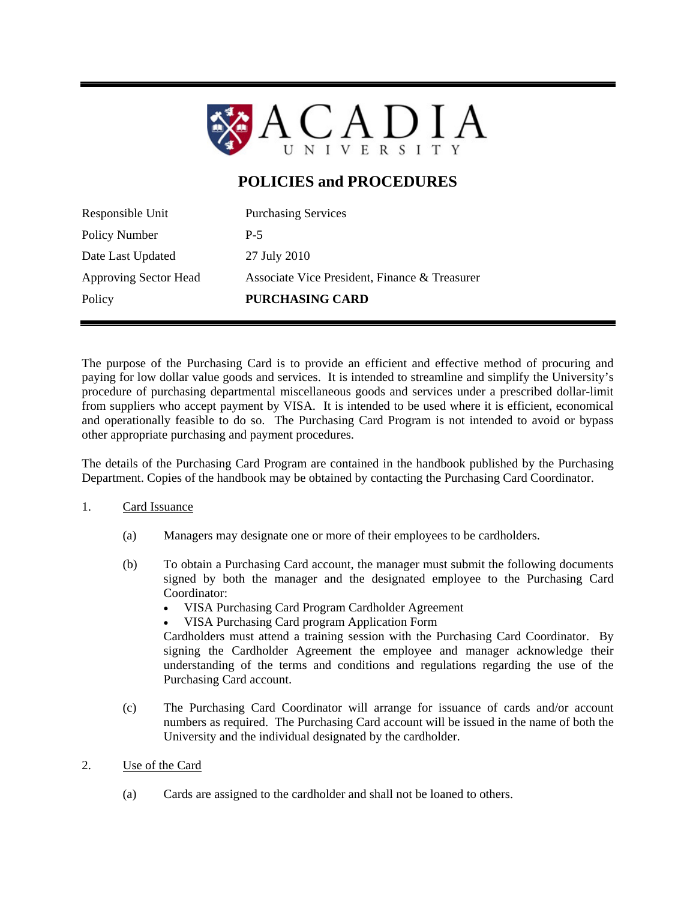# ACADIA UNIVERSITY

## POLICIES and PROCEDURES

| | |
|---|---|
| Responsible Unit | Purchasing Services |
| Policy Number | P-5 |
| Date Last Updated | 27 July 2010 |
| Approving Sector Head | Associate Vice President, Finance & Treasurer |
| Policy | **PURCHASING CARD** |

The purpose of the Purchasing Card is to provide an efficient and effective method of procuring and paying for low dollar value goods and services. It is intended to streamline and simplify the University's procedure of purchasing departmental miscellaneous goods and services under a prescribed dollar-limit from suppliers who accept payment by VISA. It is intended to be used where it is efficient, economical and operationally feasible to do so. The Purchasing Card Program is not intended to avoid or bypass other appropriate purchasing and payment procedures.

The details of the Purchasing Card Program are contained in the handbook published by the Purchasing Department. Copies of the handbook may be obtained by contacting the Purchasing Card Coordinator.

1. Card Issuance

   (a) Managers may designate one or more of their employees to be cardholders.

   (b) To obtain a Purchasing Card account, the manager must submit the following documents signed by both the manager and the designated employee to the Purchasing Card Coordinator:
   - VISA Purchasing Card Program Cardholder Agreement
   - VISA Purchasing Card program Application Form

   Cardholders must attend a training session with the Purchasing Card Coordinator. By signing the Cardholder Agreement the employee and manager acknowledge their understanding of the terms and conditions and regulations regarding the use of the Purchasing Card account.

   (c) The Purchasing Card Coordinator will arrange for issuance of cards and/or account numbers as required. The Purchasing Card account will be issued in the name of both the University and the individual designated by the cardholder.

2. Use of the Card

   (a) Cards are assigned to the cardholder and shall not be loaned to others.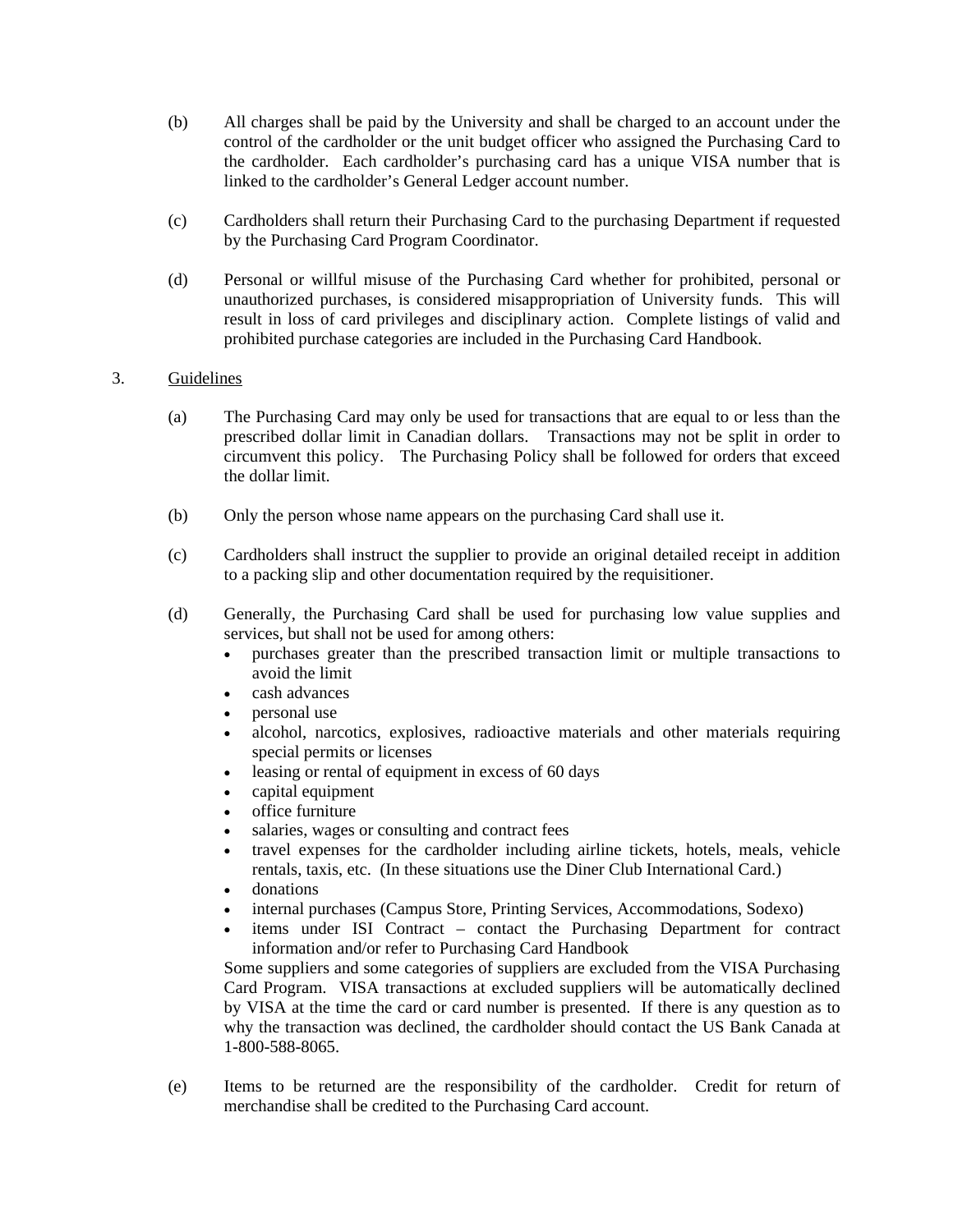(b) All charges shall be paid by the University and shall be charged to an account under the control of the cardholder or the unit budget officer who assigned the Purchasing Card to the cardholder. Each cardholder's purchasing card has a unique VISA number that is linked to the cardholder's General Ledger account number.

(c) Cardholders shall return their Purchasing Card to the purchasing Department if requested by the Purchasing Card Program Coordinator.

(d) Personal or willful misuse of the Purchasing Card whether for prohibited, personal or unauthorized purchases, is considered misappropriation of University funds. This will result in loss of card privileges and disciplinary action. Complete listings of valid and prohibited purchase categories are included in the Purchasing Card Handbook.

3. Guidelines

(a) The Purchasing Card may only be used for transactions that are equal to or less than the prescribed dollar limit in Canadian dollars. Transactions may not be split in order to circumvent this policy. The Purchasing Policy shall be followed for orders that exceed the dollar limit.

(b) Only the person whose name appears on the purchasing Card shall use it.

(c) Cardholders shall instruct the supplier to provide an original detailed receipt in addition to a packing slip and other documentation required by the requisitioner.

(d) Generally, the Purchasing Card shall be used for purchasing low value supplies and services, but shall not be used for among others:

- purchases greater than the prescribed transaction limit or multiple transactions to avoid the limit
- cash advances
- personal use
- alcohol, narcotics, explosives, radioactive materials and other materials requiring special permits or licenses
- leasing or rental of equipment in excess of 60 days
- capital equipment
- office furniture
- salaries, wages or consulting and contract fees
- travel expenses for the cardholder including airline tickets, hotels, meals, vehicle rentals, taxis, etc. (In these situations use the Diner Club International Card.)
- donations
- internal purchases (Campus Store, Printing Services, Accommodations, Sodexo)
- items under ISI Contract – contact the Purchasing Department for contract information and/or refer to Purchasing Card Handbook

Some suppliers and some categories of suppliers are excluded from the VISA Purchasing Card Program. VISA transactions at excluded suppliers will be automatically declined by VISA at the time the card or card number is presented. If there is any question as to why the transaction was declined, the cardholder should contact the US Bank Canada at 1-800-588-8065.

(e) Items to be returned are the responsibility of the cardholder. Credit for return of merchandise shall be credited to the Purchasing Card account.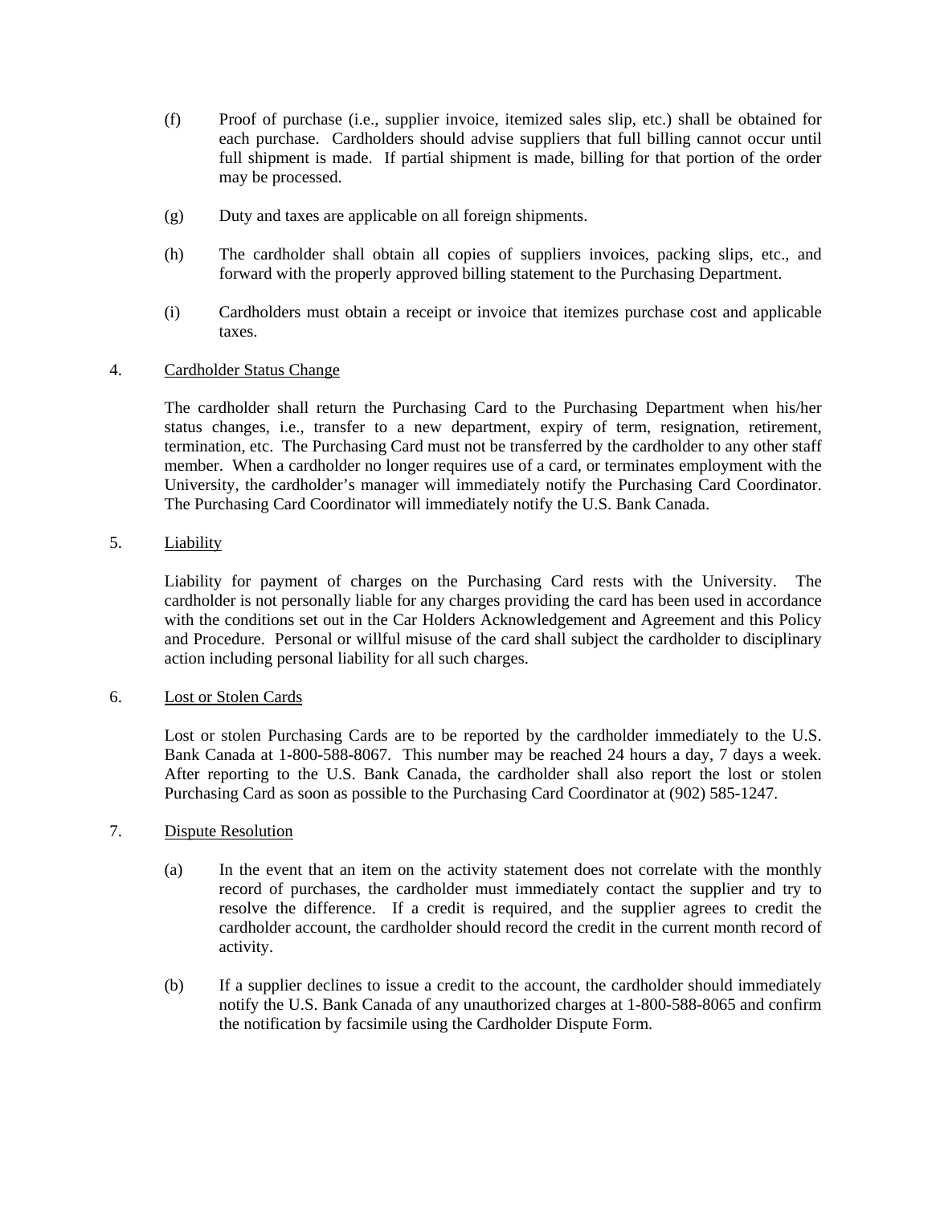(f) Proof of purchase (i.e., supplier invoice, itemized sales slip, etc.) shall be obtained for each purchase. Cardholders should advise suppliers that full billing cannot occur until full shipment is made. If partial shipment is made, billing for that portion of the order may be processed.

(g) Duty and taxes are applicable on all foreign shipments.

(h) The cardholder shall obtain all copies of suppliers invoices, packing slips, etc., and forward with the properly approved billing statement to the Purchasing Department.

(i) Cardholders must obtain a receipt or invoice that itemizes purchase cost and applicable taxes.

4. <u>Cardholder Status Change</u>

The cardholder shall return the Purchasing Card to the Purchasing Department when his/her status changes, i.e., transfer to a new department, expiry of term, resignation, retirement, termination, etc. The Purchasing Card must not be transferred by the cardholder to any other staff member. When a cardholder no longer requires use of a card, or terminates employment with the University, the cardholder's manager will immediately notify the Purchasing Card Coordinator. The Purchasing Card Coordinator will immediately notify the U.S. Bank Canada.

5. <u>Liability</u>

Liability for payment of charges on the Purchasing Card rests with the University. The cardholder is not personally liable for any charges providing the card has been used in accordance with the conditions set out in the Car Holders Acknowledgement and Agreement and this Policy and Procedure. Personal or willful misuse of the card shall subject the cardholder to disciplinary action including personal liability for all such charges.

6. <u>Lost or Stolen Cards</u>

Lost or stolen Purchasing Cards are to be reported by the cardholder immediately to the U.S. Bank Canada at 1-800-588-8067. This number may be reached 24 hours a day, 7 days a week. After reporting to the U.S. Bank Canada, the cardholder shall also report the lost or stolen Purchasing Card as soon as possible to the Purchasing Card Coordinator at (902) 585-1247.

7. <u>Dispute Resolution</u>

(a) In the event that an item on the activity statement does not correlate with the monthly record of purchases, the cardholder must immediately contact the supplier and try to resolve the difference. If a credit is required, and the supplier agrees to credit the cardholder account, the cardholder should record the credit in the current month record of activity.

(b) If a supplier declines to issue a credit to the account, the cardholder should immediately notify the U.S. Bank Canada of any unauthorized charges at 1-800-588-8065 and confirm the notification by facsimile using the Cardholder Dispute Form.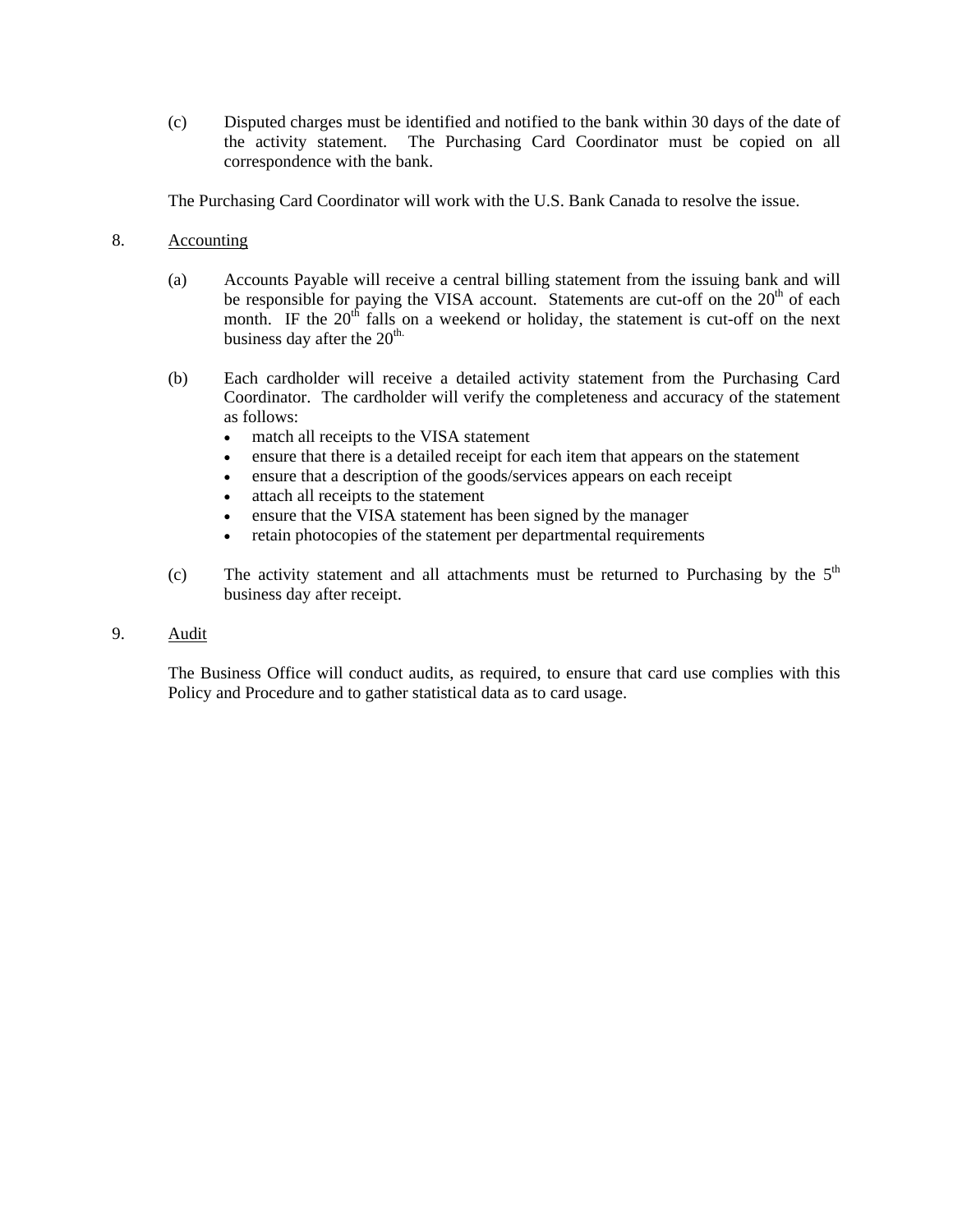(c) Disputed charges must be identified and notified to the bank within 30 days of the date of the activity statement. The Purchasing Card Coordinator must be copied on all correspondence with the bank.

The Purchasing Card Coordinator will work with the U.S. Bank Canada to resolve the issue.

8. Accounting

(a) Accounts Payable will receive a central billing statement from the issuing bank and will be responsible for paying the VISA account. Statements are cut-off on the 20th of each month. IF the 20th falls on a weekend or holiday, the statement is cut-off on the next business day after the 20th.

(b) Each cardholder will receive a detailed activity statement from the Purchasing Card Coordinator. The cardholder will verify the completeness and accuracy of the statement as follows:

- match all receipts to the VISA statement
- ensure that there is a detailed receipt for each item that appears on the statement
- ensure that a description of the goods/services appears on each receipt
- attach all receipts to the statement
- ensure that the VISA statement has been signed by the manager
- retain photocopies of the statement per departmental requirements

(c) The activity statement and all attachments must be returned to Purchasing by the 5th business day after receipt.

9. Audit

The Business Office will conduct audits, as required, to ensure that card use complies with this Policy and Procedure and to gather statistical data as to card usage.